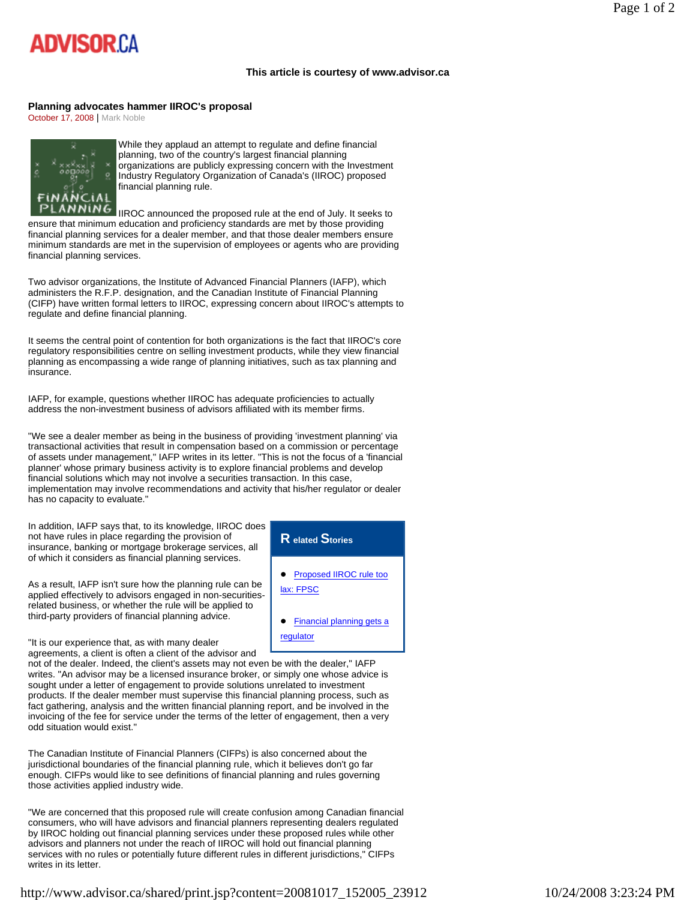ADVISOR.CA

**This article is courtesy of www.advisor.ca**

### Planning advocates hammer IIROC's proposal

October 17, 2008 | Mark Noble

While they applaud an attempt to regulate and define financial planning, two of the country's largest financial planning organizations are publicly expressing concern over the Investment Industry Regulatory Organization of Canada's (IIROC) proposed financial planning rule.

IIROC announced the proposed rule at the end of July. It seeks to ensure that minimum education and proficiency standards are met by those providing financial planning services for a dealer member, and that those dealer members ensure minimum standards are met in the supervision of employees or agents who are providing financial planning services.

Two advisor organizations, the Institute of Advanced Financial Planners (IAFP), which administers the R.F.P. designation, and the Canadian Institute of Financial Planning (CIFP) have written formal letters to IIROC, expressing concern about IIROC's attempts to regulate and define financial planning.

It seems the central point of contention for both organizations is the fact that IIROC's core regulatory responsibilities centre on selling investment products, while they view financial planning as encompassing a wide range of planning initiatives, such as tax planning and insurance.

IAFP, for example, questions whether IIROC has adequate proficiencies to actually address the non-investment business of advisors affiliated with its member firms.

"We see a dealer member as being in the business of providing 'investment planning' via transactional activities that result in compensation based on a commission or percentage of assets under management," IAFP writes in its letter. "This is not the focus of a 'financial planner' whose primary business activity is to explore financial problems and develop financial solutions which may not involve a securities transaction. In this case, implementation may involve recommendations and activity that his/her regulator or dealer has no capacity to evaluate."

In addition, IAFP says that, to its knowledge, IIROC does not have rules in place regarding the provision of insurance, banking or mortgage brokerage services, all of which it considers as financial planning services.

As a result, IAFP isn't sure how the planning rule can be applied effectively to advisors engaged in non-securities-related business, or whether the rule will be applied to third-party providers of financial planning advice.

"It is our experience that, as with many dealer agreements, a client is often a client of the advisor and not of the dealer. Indeed, the client's assets may not even be with the dealer," IAFP writes. "An advisor may be a licensed insurance broker, or simply one whose advice is sought under a letter of engagement to provide solutions unrelated to investment products. If the dealer member must supervise this financial planning process, such as fact gathering, analysis and the written financial planning report, and be involved in the invoicing of the fee for service under the terms of the letter of engagement, then a very odd situation would exist."

The Canadian Institute of Financial Planners (CIFPs) is also concerned about the jurisdictional boundaries of the financial planning rule, which it believes don't go far enough. CIFPs would like to see definitions of financial planning and rules governing those activities applied industry wide.

"We are concerned that this proposed rule will create confusion among Canadian financial consumers, who will have advisors and financial planners representing dealers regulated by IIROC holding out financial planning services under these proposed rules while other advisors and planners not under the reach of IIROC will hold out financial planning services with no rules or potentially future different rules in different jurisdictions," CIFPs writes in its letter.

**Related Stories**

- Proposed IIROC rule too lax: FPSC
- Financial planning gets a regulator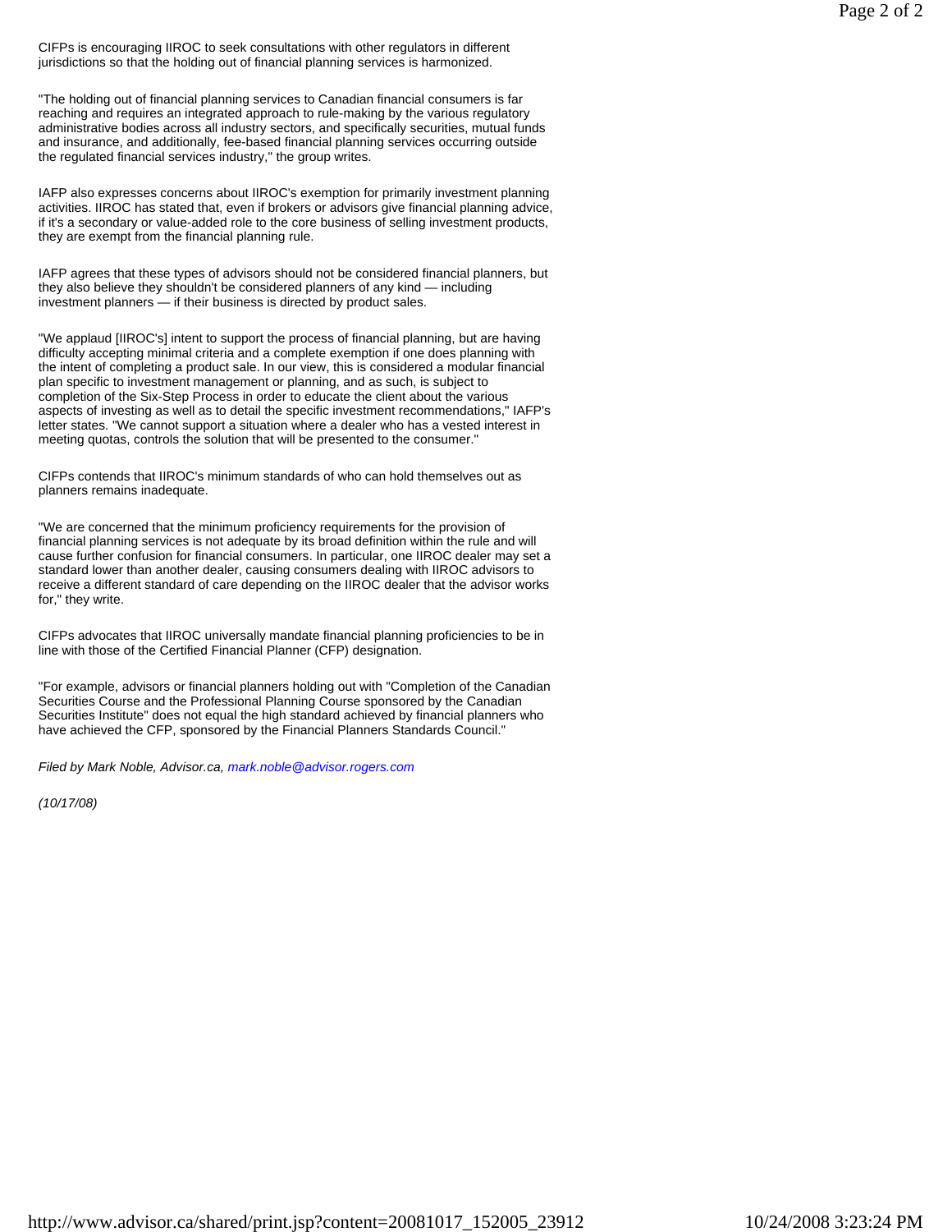CIFPs is encouraging IIROC to seek consultations with other regulators in different jurisdictions so that the holding out of financial planning services is harmonized.

"The holding out of financial planning services to Canadian financial consumers is far reaching and requires an integrated approach to rule-making by the various regulatory administrative bodies across all industry sectors, and specifically securities, mutual funds and insurance, and additionally, fee-based financial planning services occurring outside the regulated financial services industry," the group writes.

IAFP also expresses concerns about IIROC's exemption for primarily investment planning activities. IIROC has stated that, even if brokers or advisors give financial planning advice, if it's a secondary or value-added role to the core business of selling investment products, they are exempt from the financial planning rule.

IAFP agrees that these types of advisors should not be considered financial planners, but they also believe they shouldn't be considered planners of any kind — including investment planners — if their business is directed by product sales.

"We applaud [IIROC's] intent to support the process of financial planning, but are having difficulty accepting minimal criteria and a complete exemption if one does planning with the intent of completing a product sale. In our view, this is considered a modular financial plan specific to investment management or planning, and as such, is subject to completion of the Six-Step Process in order to educate the client about the various aspects of investing as well as to detail the specific investment recommendations," IAFP's letter states. "We cannot support a situation where a dealer who has a vested interest in meeting quotas, controls the solution that will be presented to the consumer."

CIFPs contends that IIROC's minimum standards of who can hold themselves out as planners remains inadequate.

"We are concerned that the minimum proficiency requirements for the provision of financial planning services is not adequate by its broad definition within the rule and will cause further confusion for financial consumers. In particular, one IIROC dealer may set a standard lower than another dealer, causing consumers dealing with IIROC advisors to receive a different standard of care depending on the IIROC dealer that the advisor works for," they write.

CIFPs advocates that IIROC universally mandate financial planning proficiencies to be in line with those of the Certified Financial Planner (CFP) designation.

"For example, advisors or financial planners holding out with "Completion of the Canadian Securities Course and the Professional Planning Course sponsored by the Canadian Securities Institute" does not equal the high standard achieved by financial planners who have achieved the CFP, sponsored by the Financial Planners Standards Council."

*Filed by Mark Noble, Advisor.ca, mark.noble@advisor.rogers.com*

*(10/17/08)*